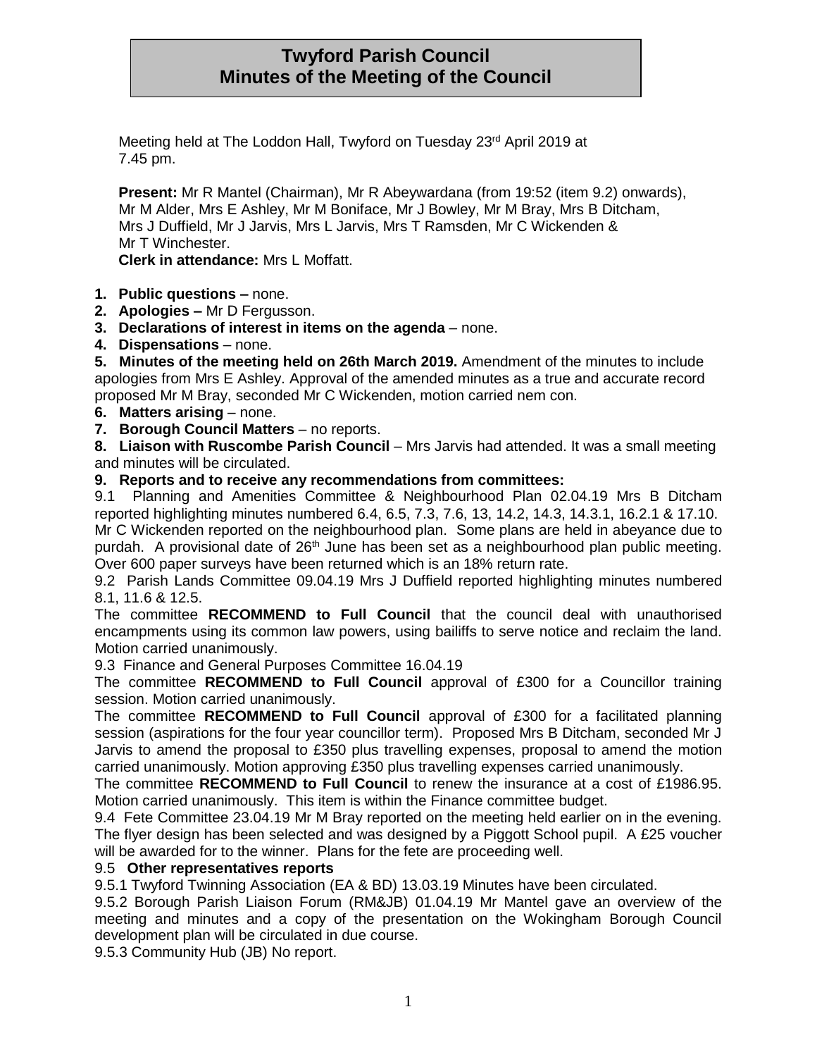# Twyford Parish Council
# Minutes of the Meeting of the Council

Meeting held at The Loddon Hall, Twyford on Tuesday 23rd April 2019 at 7.45 pm.

**Present:** Mr R Mantel (Chairman), Mr R Abeywardana (from 19:52 (item 9.2) onwards), Mr M Alder, Mrs E Ashley, Mr M Boniface, Mr J Bowley, Mr M Bray, Mrs B Ditcham, Mrs J Duffield, Mr J Jarvis, Mrs L Jarvis, Mrs T Ramsden, Mr C Wickenden & Mr T Winchester.

**Clerk in attendance:** Mrs L Moffatt.

1. **Public questions –** none.
2. **Apologies –** Mr D Fergusson.
3. **Declarations of interest in items on the agenda** – none.
4. **Dispensations** – none.
5. **Minutes of the meeting held on 26th March 2019.** Amendment of the minutes to include apologies from Mrs E Ashley. Approval of the amended minutes as a true and accurate record proposed Mr M Bray, seconded Mr C Wickenden, motion carried nem con.
6. **Matters arising** – none.
7. **Borough Council Matters** – no reports.
8. **Liaison with Ruscombe Parish Council** – Mrs Jarvis had attended. It was a small meeting and minutes will be circulated.
9. **Reports and to receive any recommendations from committees:**

9.1 Planning and Amenities Committee & Neighbourhood Plan 02.04.19 Mrs B Ditcham reported highlighting minutes numbered 6.4, 6.5, 7.3, 7.6, 13, 14.2, 14.3, 14.3.1, 16.2.1 & 17.10. Mr C Wickenden reported on the neighbourhood plan. Some plans are held in abeyance due to purdah. A provisional date of 26th June has been set as a neighbourhood plan public meeting. Over 600 paper surveys have been returned which is an 18% return rate.

9.2 Parish Lands Committee 09.04.19 Mrs J Duffield reported highlighting minutes numbered 8.1, 11.6 & 12.5.

The committee **RECOMMEND to Full Council** that the council deal with unauthorised encampments using its common law powers, using bailiffs to serve notice and reclaim the land. Motion carried unanimously.

9.3 Finance and General Purposes Committee 16.04.19

The committee **RECOMMEND to Full Council** approval of £300 for a Councillor training session. Motion carried unanimously.

The committee **RECOMMEND to Full Council** approval of £300 for a facilitated planning session (aspirations for the four year councillor term). Proposed Mrs B Ditcham, seconded Mr J Jarvis to amend the proposal to £350 plus travelling expenses, proposal to amend the motion carried unanimously. Motion approving £350 plus travelling expenses carried unanimously.

The committee **RECOMMEND to Full Council** to renew the insurance at a cost of £1986.95. Motion carried unanimously. This item is within the Finance committee budget.

9.4 Fete Committee 23.04.19 Mr M Bray reported on the meeting held earlier on in the evening. The flyer design has been selected and was designed by a Piggott School pupil. A £25 voucher will be awarded for to the winner. Plans for the fete are proceeding well.

9.5 **Other representatives reports**

9.5.1 Twyford Twinning Association (EA & BD) 13.03.19 Minutes have been circulated.

9.5.2 Borough Parish Liaison Forum (RM&JB) 01.04.19 Mr Mantel gave an overview of the meeting and minutes and a copy of the presentation on the Wokingham Borough Council development plan will be circulated in due course.

9.5.3 Community Hub (JB) No report.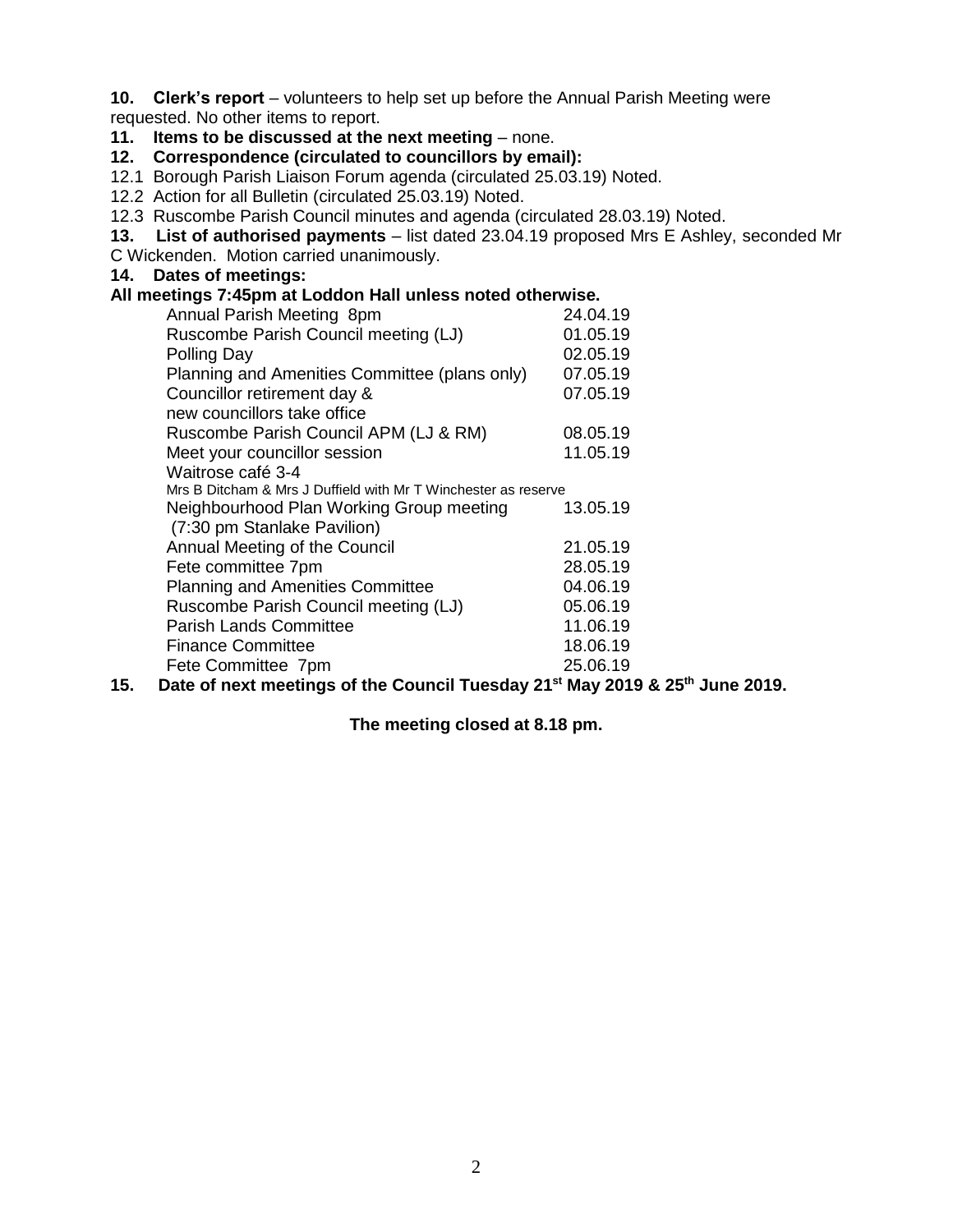**10. Clerk's report** – volunteers to help set up before the Annual Parish Meeting were requested. No other items to report.

**11. Items to be discussed at the next meeting** – none.

**12. Correspondence (circulated to councillors by email):**

12.1 Borough Parish Liaison Forum agenda (circulated 25.03.19) Noted.

12.2 Action for all Bulletin (circulated 25.03.19) Noted.

12.3 Ruscombe Parish Council minutes and agenda (circulated 28.03.19) Noted.

**13. List of authorised payments** – list dated 23.04.19 proposed Mrs E Ashley, seconded Mr C Wickenden. Motion carried unanimously.

**14. Dates of meetings:**

**All meetings 7:45pm at Loddon Hall unless noted otherwise.**

| | |
|---|---|
| Annual Parish Meeting 8pm | 24.04.19 |
| Ruscombe Parish Council meeting (LJ) | 01.05.19 |
| Polling Day | 02.05.19 |
| Planning and Amenities Committee (plans only) | 07.05.19 |
| Councillor retirement day & new councillors take office | 07.05.19 |
| Ruscombe Parish Council APM (LJ & RM) | 08.05.19 |
| Meet your councillor session Waitrose café 3-4 Mrs B Ditcham & Mrs J Duffield with Mr T Winchester as reserve | 11.05.19 |
| Neighbourhood Plan Working Group meeting (7:30 pm Stanlake Pavilion) | 13.05.19 |
| Annual Meeting of the Council | 21.05.19 |
| Fete committee 7pm | 28.05.19 |
| Planning and Amenities Committee | 04.06.19 |
| Ruscombe Parish Council meeting (LJ) | 05.06.19 |
| Parish Lands Committee | 11.06.19 |
| Finance Committee | 18.06.19 |
| Fete Committee 7pm | 25.06.19 |

**15. Date of next meetings of the Council Tuesday 21st May 2019 & 25th June 2019.**

**The meeting closed at 8.18 pm.**